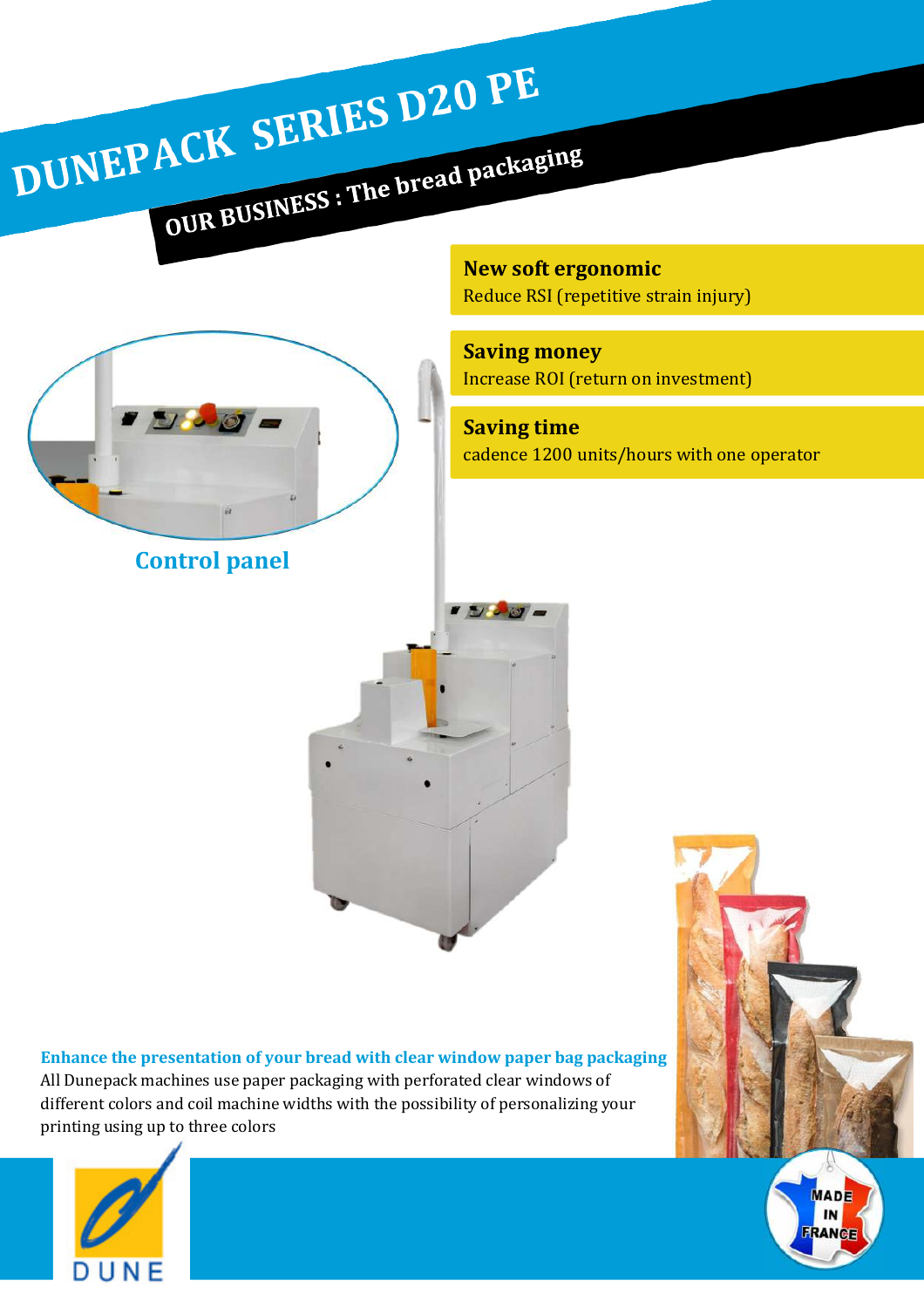# DUNEPACK SERIES D20 PE

## OUR BUSINESS : The bread packaging

**New soft ergonomic**
Reduce RSI (repetitive strain injury)

**Saving money**
Increase ROI (return on investment)

**Saving time**
cadence 1200 units/hours with one operator

Control panel

**Enhance the presentation of your bread with clear window paper bag packaging**

All Dunepack machines use paper packaging with perforated clear windows of different colors and coil machine widths with the possibility of personalizing your printing using up to three colors

DUNE

MADE IN FRANCE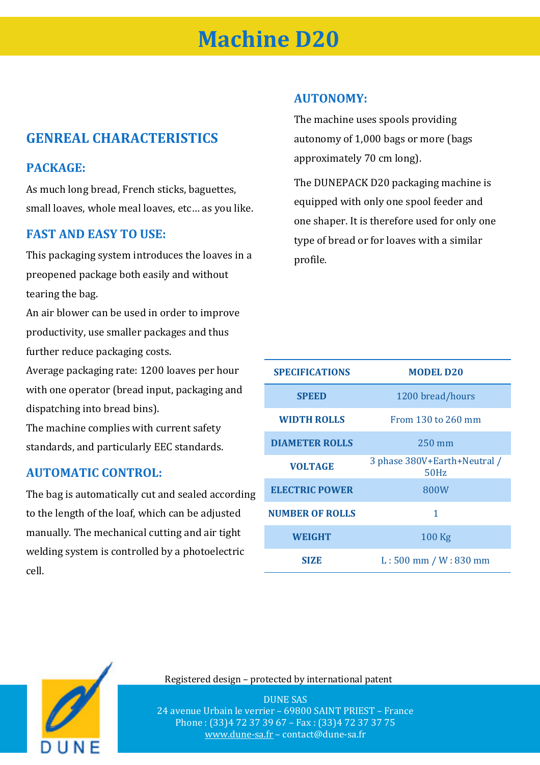# Machine D20

## GENREAL CHARACTERISTICS

### PACKAGE:

As much long bread, French sticks, baguettes, small loaves, whole meal loaves, etc… as you like.

### FAST AND EASY TO USE:

This packaging system introduces the loaves in a preopened package both easily and without tearing the bag.

An air blower can be used in order to improve productivity, use smaller packages and thus further reduce packaging costs.

Average packaging rate: 1200 loaves per hour with one operator (bread input, packaging and dispatching into bread bins).

The machine complies with current safety standards, and particularly EEC standards.

### AUTOMATIC CONTROL:

The bag is automatically cut and sealed according to the length of the loaf, which can be adjusted manually. The mechanical cutting and air tight welding system is controlled by a photoelectric cell.

### AUTONOMY:

The machine uses spools providing autonomy of 1,000 bags or more (bags approximately 70 cm long).

The DUNEPACK D20 packaging machine is equipped with only one spool feeder and one shaper. It is therefore used for only one type of bread or for loaves with a similar profile.

| SPECIFICATIONS | MODEL D20 |
|---|---|
| SPEED | 1200 bread/hours |
| WIDTH ROLLS | From 130 to 260 mm |
| DIAMETER ROLLS | 250 mm |
| VOLTAGE | 3 phase 380V+Earth+Neutral / 50Hz |
| ELECTRIC POWER | 800W |
| NUMBER OF ROLLS | 1 |
| WEIGHT | 100 Kg |
| SIZE | L : 500 mm / W : 830 mm |

Registered design – protected by international patent

DUNE

DUNE SAS
24 avenue Urbain le verrier – 69800 SAINT PRIEST – France
Phone : (33)4 72 37 39 67 – Fax : (33)4 72 37 37 75
www.dune-sa.fr – contact@dune-sa.fr